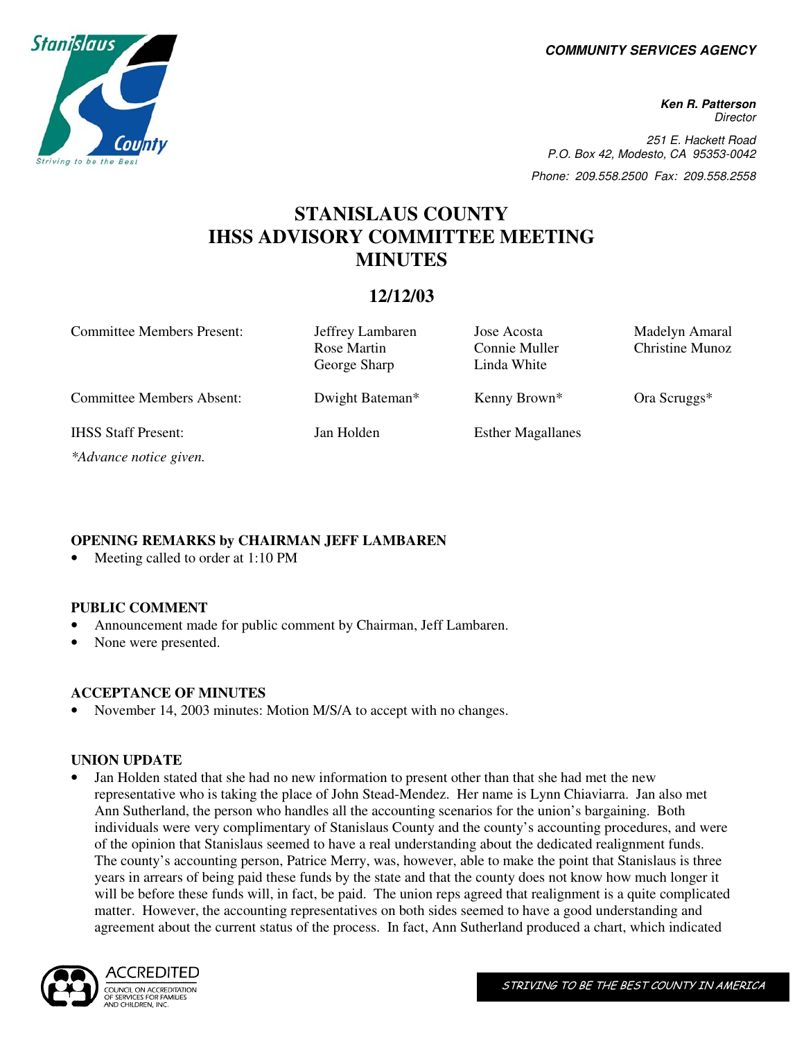**COMMUNITY SERVICES AGENCY**

**Ken R. Patterson**
*Director*

251 E. Hackett Road
P.O. Box 42, Modesto, CA 95353-0042

Phone: 209.558.2500 Fax: 209.558.2558

# STANISLAUS COUNTY IHSS ADVISORY COMMITTEE MEETING MINUTES

## 12/12/03

| | | | |
|---|---|---|---|
| Committee Members Present: | Jeffrey Lambaren<br>Rose Martin<br>George Sharp | Jose Acosta<br>Connie Muller<br>Linda White | Madelyn Amaral<br>Christine Munoz |
| Committee Members Absent: | Dwight Bateman* | Kenny Brown* | Ora Scruggs* |
| IHSS Staff Present: | Jan Holden | Esther Magallanes | |

*\*Advance notice given.*

### OPENING REMARKS by CHAIRMAN JEFF LAMBAREN

- Meeting called to order at 1:10 PM

### PUBLIC COMMENT

- Announcement made for public comment by Chairman, Jeff Lambaren.
- None were presented.

### ACCEPTANCE OF MINUTES

- November 14, 2003 minutes: Motion M/S/A to accept with no changes.

### UNION UPDATE

- Jan Holden stated that she had no new information to present other than that she had met the new representative who is taking the place of John Stead-Mendez. Her name is Lynn Chiaviarra. Jan also met Ann Sutherland, the person who handles all the accounting scenarios for the union's bargaining. Both individuals were very complimentary of Stanislaus County and the county's accounting procedures, and were of the opinion that Stanislaus seemed to have a real understanding about the dedicated realignment funds. The county's accounting person, Patrice Merry, was, however, able to make the point that Stanislaus is three years in arrears of being paid these funds by the state and that the county does not know how much longer it will be before these funds will, in fact, be paid. The union reps agreed that realignment is a quite complicated matter. However, the accounting representatives on both sides seemed to have a good understanding and agreement about the current status of the process. In fact, Ann Sutherland produced a chart, which indicated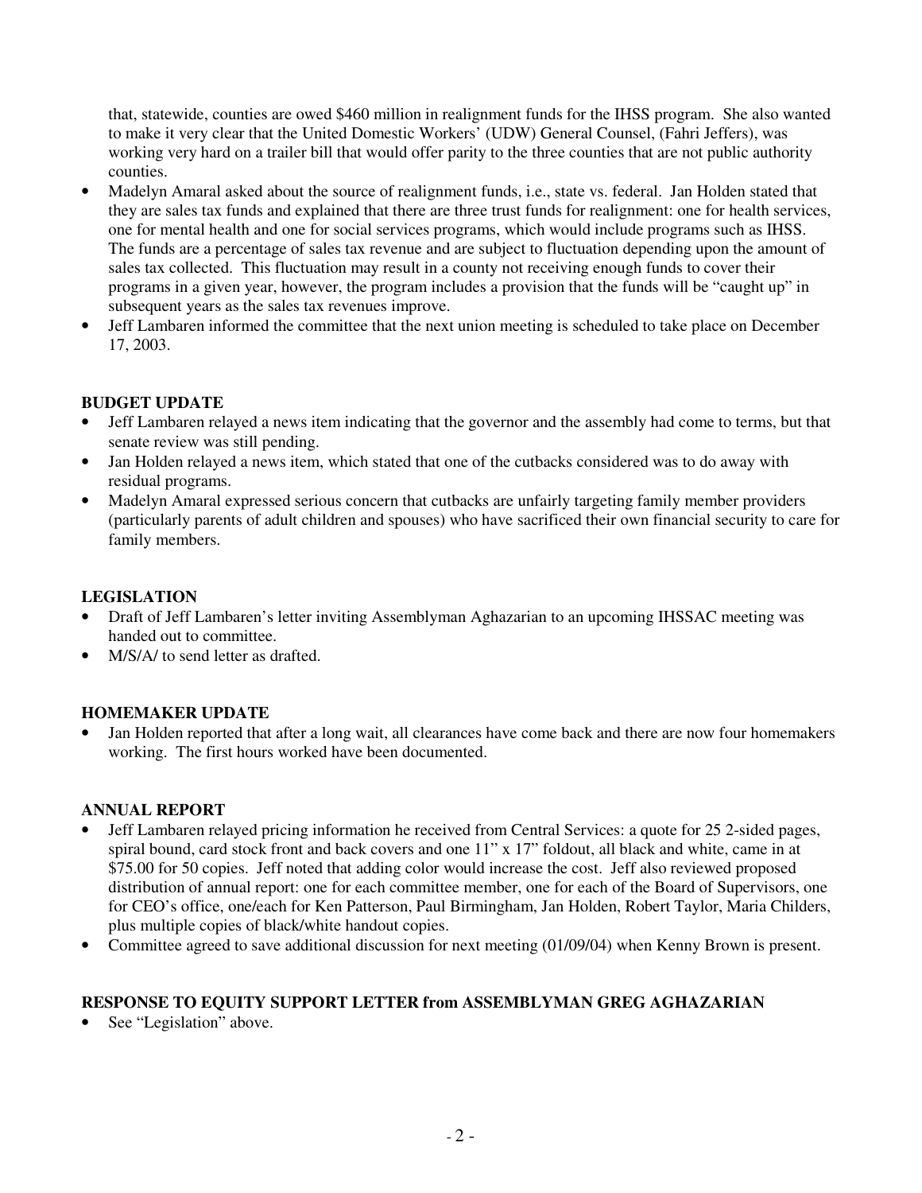that, statewide, counties are owed $460 million in realignment funds for the IHSS program. She also wanted to make it very clear that the United Domestic Workers' (UDW) General Counsel, (Fahri Jeffers), was working very hard on a trailer bill that would offer parity to the three counties that are not public authority counties.

- Madelyn Amaral asked about the source of realignment funds, i.e., state vs. federal. Jan Holden stated that they are sales tax funds and explained that there are three trust funds for realignment: one for health services, one for mental health and one for social services programs, which would include programs such as IHSS. The funds are a percentage of sales tax revenue and are subject to fluctuation depending upon the amount of sales tax collected. This fluctuation may result in a county not receiving enough funds to cover their programs in a given year, however, the program includes a provision that the funds will be "caught up" in subsequent years as the sales tax revenues improve.
- Jeff Lambaren informed the committee that the next union meeting is scheduled to take place on December 17, 2003.

**BUDGET UPDATE**

- Jeff Lambaren relayed a news item indicating that the governor and the assembly had come to terms, but that senate review was still pending.
- Jan Holden relayed a news item, which stated that one of the cutbacks considered was to do away with residual programs.
- Madelyn Amaral expressed serious concern that cutbacks are unfairly targeting family member providers (particularly parents of adult children and spouses) who have sacrificed their own financial security to care for family members.

**LEGISLATION**

- Draft of Jeff Lambaren's letter inviting Assemblyman Aghazarian to an upcoming IHSSAC meeting was handed out to committee.
- M/S/A/ to send letter as drafted.

**HOMEMAKER UPDATE**

- Jan Holden reported that after a long wait, all clearances have come back and there are now four homemakers working. The first hours worked have been documented.

**ANNUAL REPORT**

- Jeff Lambaren relayed pricing information he received from Central Services: a quote for 25 2-sided pages, spiral bound, card stock front and back covers and one 11" x 17" foldout, all black and white, came in at $75.00 for 50 copies. Jeff noted that adding color would increase the cost. Jeff also reviewed proposed distribution of annual report: one for each committee member, one for each of the Board of Supervisors, one for CEO's office, one/each for Ken Patterson, Paul Birmingham, Jan Holden, Robert Taylor, Maria Childers, plus multiple copies of black/white handout copies.
- Committee agreed to save additional discussion for next meeting (01/09/04) when Kenny Brown is present.

**RESPONSE TO EQUITY SUPPORT LETTER from ASSEMBLYMAN GREG AGHAZARIAN**

- See "Legislation" above.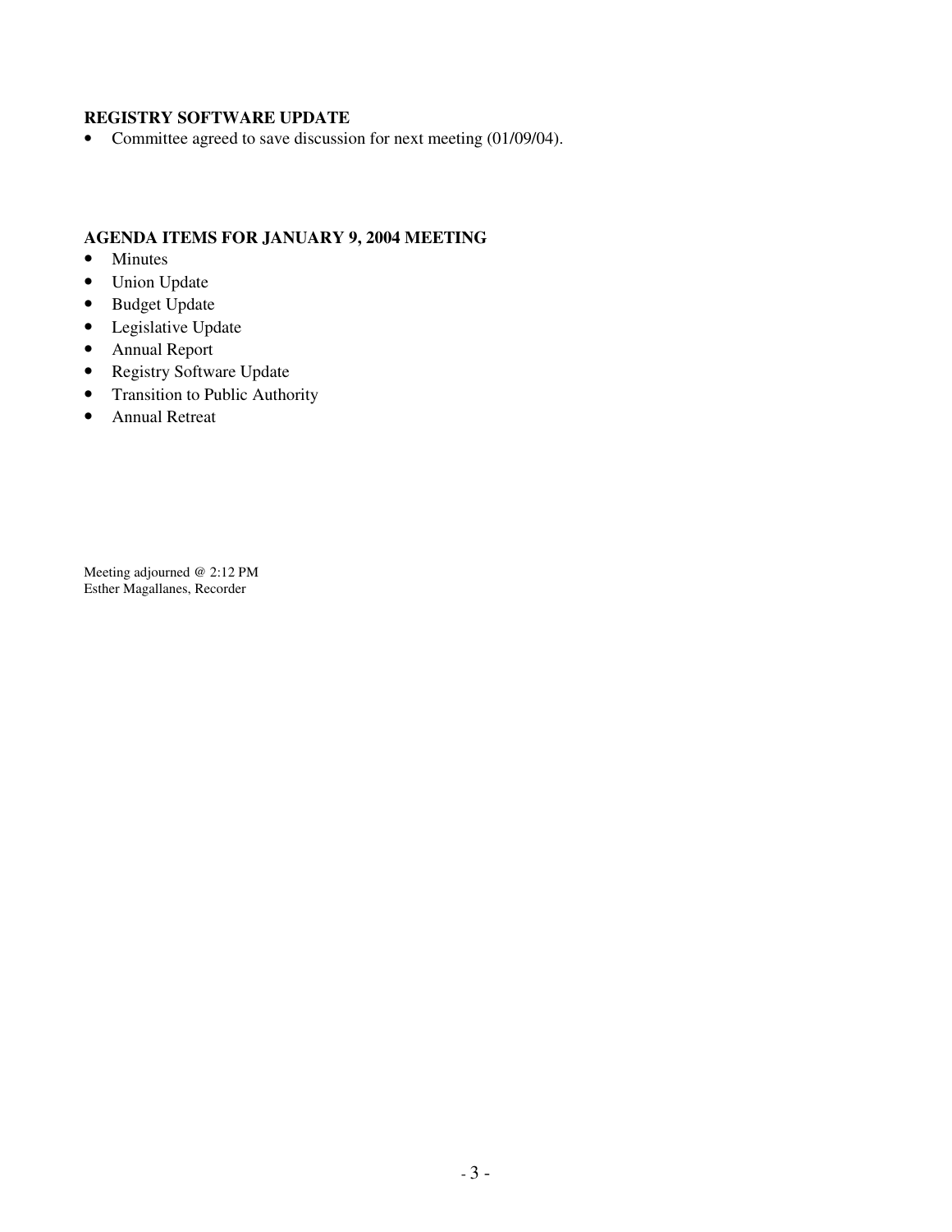### REGISTRY SOFTWARE UPDATE

- Committee agreed to save discussion for next meeting (01/09/04).

### AGENDA ITEMS FOR JANUARY 9, 2004 MEETING

- Minutes
- Union Update
- Budget Update
- Legislative Update
- Annual Report
- Registry Software Update
- Transition to Public Authority
- Annual Retreat

Meeting adjourned @ 2:12 PM
Esther Magallanes, Recorder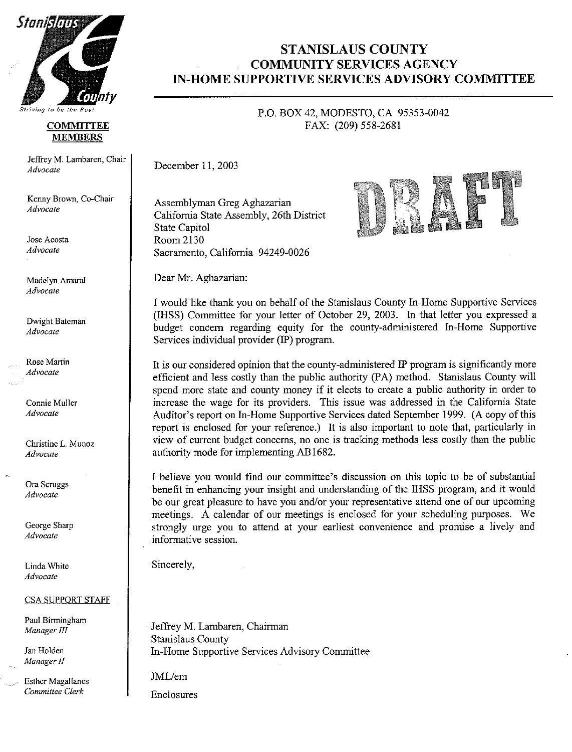# STANISLAUS COUNTY
## COMMUNITY SERVICES AGENCY
## IN-HOME SUPPORTIVE SERVICES ADVISORY COMMITTEE

P.O. BOX 42, MODESTO, CA 95353-0042
FAX: (209) 558-2681

**DRAFT**

**COMMITTEE MEMBERS**

Jeffrey M. Lambaren, Chair
*Advocate*

Kenny Brown, Co-Chair
*Advocate*

Jose Acosta
*Advocate*

Madelyn Amaral
*Advocate*

Dwight Bateman
*Advocate*

Rose Martin
*Advocate*

Connie Muller
*Advocate*

Christine L. Munoz
*Advocate*

Ora Scruggs
*Advocate*

George Sharp
*Advocate*

Linda White
*Advocate*

CSA SUPPORT STAFF

Paul Birmingham
*Manager III*

Jan Holden
*Manager II*

Esther Magallanes
*Committee Clerk*

---

December 11, 2003

Assemblyman Greg Aghazarian
California State Assembly, 26th District
State Capitol
Room 2130
Sacramento, California 94249-0026

Dear Mr. Aghazarian:

I would like thank you on behalf of the Stanislaus County In-Home Supportive Services (IHSS) Committee for your letter of October 29, 2003. In that letter you expressed a budget concern regarding equity for the county-administered In-Home Supportive Services individual provider (IP) program.

It is our considered opinion that the county-administered IP program is significantly more efficient and less costly than the public authority (PA) method. Stanislaus County will spend more state and county money if it elects to create a public authority in order to increase the wage for its providers. This issue was addressed in the California State Auditor's report on In-Home Supportive Services dated September 1999. (A copy of this report is enclosed for your reference.) It is also important to note that, particularly in view of current budget concerns, no one is tracking methods less costly than the public authority mode for implementing AB1682.

I believe you would find our committee's discussion on this topic to be of substantial benefit in enhancing your insight and understanding of the IHSS program, and it would be our great pleasure to have you and/or your representative attend one of our upcoming meetings. A calendar of our meetings is enclosed for your scheduling purposes. We strongly urge you to attend at your earliest convenience and promise a lively and informative session.

Sincerely,

Jeffrey M. Lambaren, Chairman
Stanislaus County
In-Home Supportive Services Advisory Committee

JML/em

Enclosures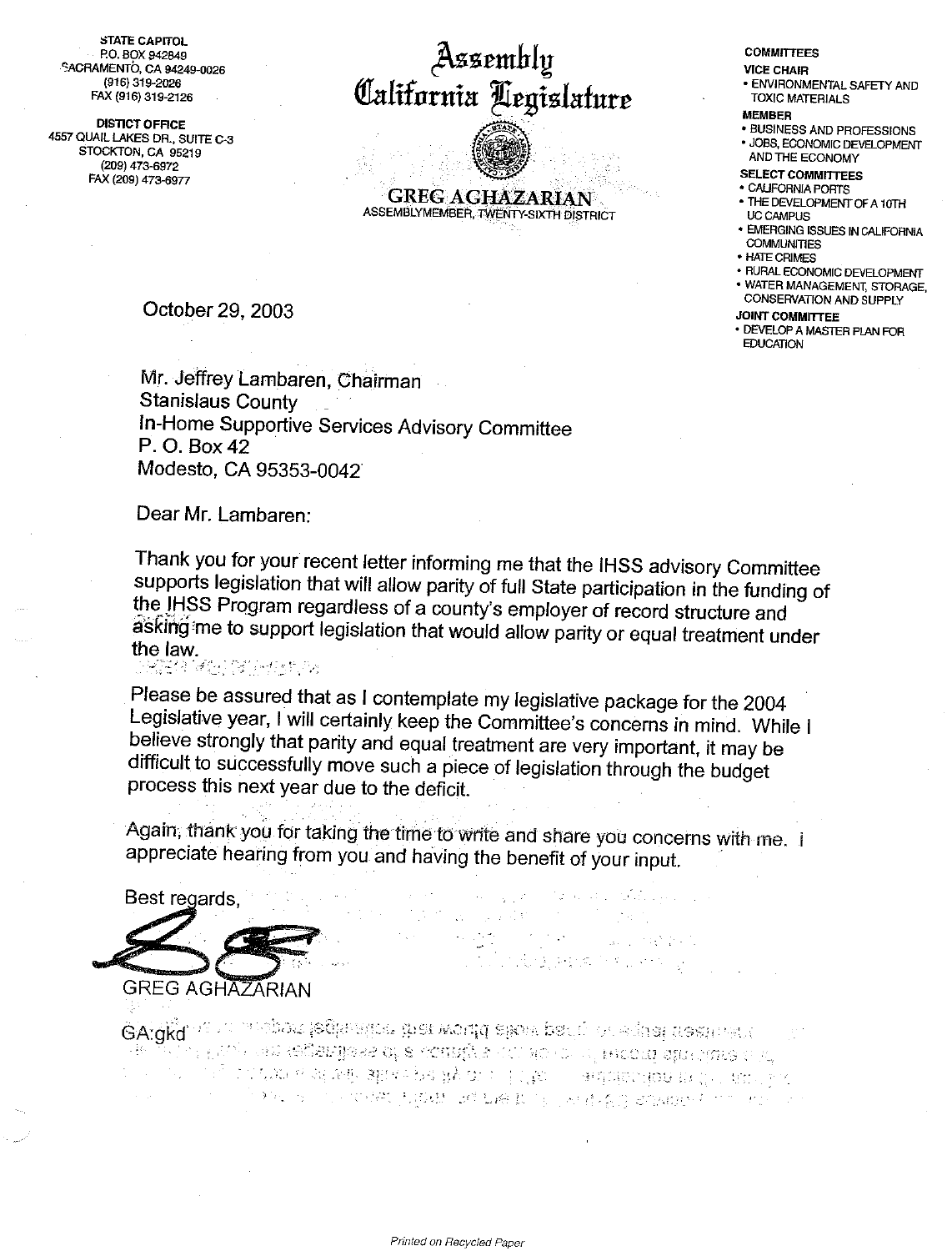STATE CAPITOL
P.O. BOX 942849
SACRAMENTO, CA 94249-0026
(916) 319-2026
FAX (916) 319-2126

DISTICT OFFICE
4557 QUAIL LAKES DR., SUITE C-3
STOCKTON, CA 95219
(209) 473-6972
FAX (209) 473-6977

# Assembly California Legislature

**GREG AGHAZARIAN**
ASSEMBLYMEMBER, TWENTY-SIXTH DISTRICT

COMMITTEES
VICE CHAIR
- ENVIRONMENTAL SAFETY AND TOXIC MATERIALS

MEMBER
- BUSINESS AND PROFESSIONS
- JOBS, ECONOMIC DEVELOPMENT AND THE ECONOMY

SELECT COMMITTEES
- CALIFORNIA PORTS
- THE DEVELOPMENT OF A 10TH UC CAMPUS
- EMERGING ISSUES IN CALIFORNIA COMMUNITIES
- HATE CRIMES
- RURAL ECONOMIC DEVELOPMENT
- WATER MANAGEMENT, STORAGE, CONSERVATION AND SUPPLY

JOINT COMMITTEE
- DEVELOP A MASTER PLAN FOR EDUCATION

October 29, 2003

Mr. Jeffrey Lambaren, Chairman
Stanislaus County
In-Home Supportive Services Advisory Committee
P. O. Box 42
Modesto, CA 95353-0042

Dear Mr. Lambaren:

Thank you for your recent letter informing me that the IHSS advisory Committee supports legislation that will allow parity of full State participation in the funding of the IHSS Program regardless of a county's employer of record structure and asking me to support legislation that would allow parity or equal treatment under the law.

Please be assured that as I contemplate my legislative package for the 2004 Legislative year, I will certainly keep the Committee's concerns in mind. While I believe strongly that parity and equal treatment are very important, it may be difficult to successfully move such a piece of legislation through the budget process this next year due to the deficit.

Again, thank you for taking the time to write and share you concerns with me. I appreciate hearing from you and having the benefit of your input.

Best regards,

GREG AGHAZARIAN

GA:gkd

Printed on Recycled Paper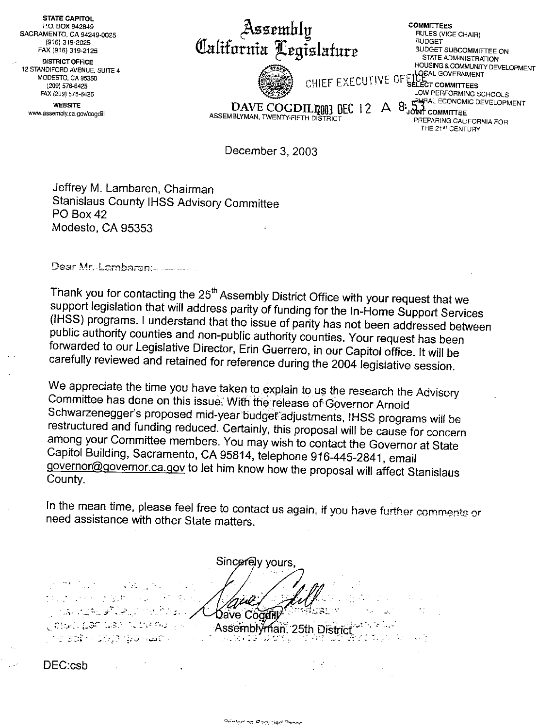STATE CAPITOL
P.O. BOX 942849
SACRAMENTO, CA 94249-0025
(916) 319-2025
FAX (916) 319-2125

DISTRICT OFFICE
12 STANDIFORD AVENUE, SUITE 4
MODESTO, CA 95350
(209) 576-6425
FAX (209) 576-6426

WEBSITE
www.assembly.ca.gov/cogdill

# Assembly California Legislature

**DAVE COGDILL**
ASSEMBLYMAN, TWENTY-FIFTH DISTRICT

CHIEF EXECUTIVE OFFICE
2003 DEC 12 A 8:53

COMMITTEES
RULES (VICE CHAIR)
BUDGET
BUDGET SUBCOMMITTEE ON STATE ADMINISTRATION
HOUSING & COMMUNITY DEVELOPMENT
LOCAL GOVERNMENT
SELECT COMMITTEES
LOW PERFORMING SCHOOLS
RURAL ECONOMIC DEVELOPMENT
JOINT COMMITTEE
PREPARING CALIFORNIA FOR THE 21ST CENTURY

December 3, 2003

Jeffrey M. Lambaren, Chairman
Stanislaus County IHSS Advisory Committee
PO Box 42
Modesto, CA 95353

Dear Mr. Lambaren:

Thank you for contacting the 25th Assembly District Office with your request that we support legislation that will address parity of funding for the In-Home Support Services (IHSS) programs. I understand that the issue of parity has not been addressed between public authority counties and non-public authority counties. Your request has been forwarded to our Legislative Director, Erin Guerrero, in our Capitol office. It will be carefully reviewed and retained for reference during the 2004 legislative session.

We appreciate the time you have taken to explain to us the research the Advisory Committee has done on this issue. With the release of Governor Arnold Schwarzenegger's proposed mid-year budget adjustments, IHSS programs will be restructured and funding reduced. Certainly, this proposal will be cause for concern among your Committee members. You may wish to contact the Governor at State Capitol Building, Sacramento, CA 95814, telephone 916-445-2841, email governor@governor.ca.gov to let him know how the proposal will affect Stanislaus County.

In the mean time, please feel free to contact us again, if you have further comments or need assistance with other State matters.

Sincerely yours,

Dave Cogdill
Assemblyman, 25th District

DEC:csb